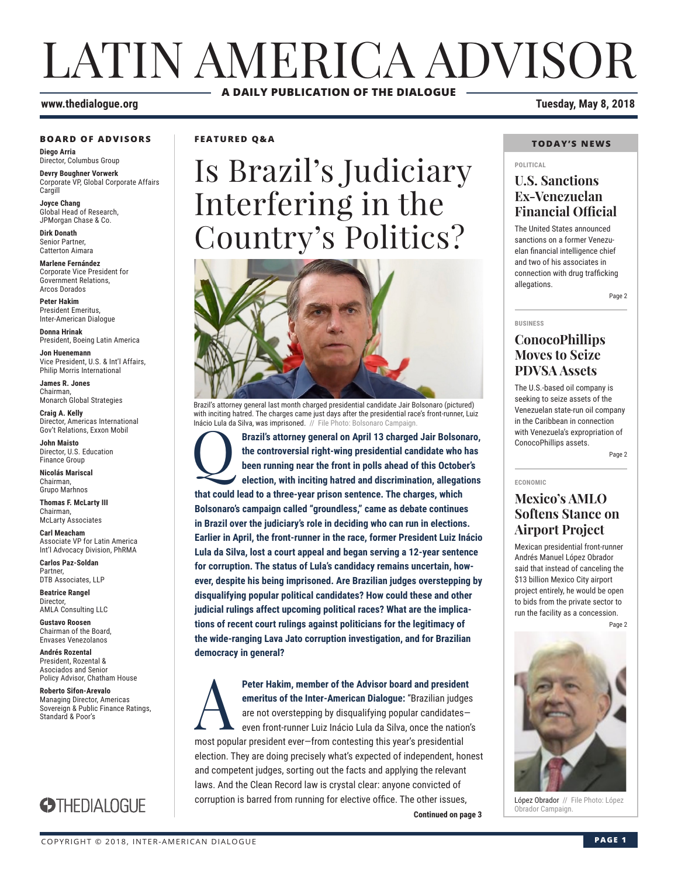# LATIN AMERICA ADVISOR

**A DAILY PUBLICATION OF THE DIALOGUE**

www.thedialogue.org

**Tuesday, May 8, 2018**

### BOARD OF ADVISORS

**Diego Arria**
Director, Columbus Group

**Devry Boughner Vorwerk**
Corporate VP, Global Corporate Affairs
Cargill

**Joyce Chang**
Global Head of Research,
JPMorgan Chase & Co.

**Dirk Donath**
Senior Partner,
Catterton Aimara

**Marlene Fernández**
Corporate Vice President for
Government Relations,
Arcos Dorados

**Peter Hakim**
President Emeritus,
Inter-American Dialogue

**Donna Hrinak**
President, Boeing Latin America

**Jon Huenemann**
Vice President, U.S. & Int'l Affairs,
Philip Morris International

**James R. Jones**
Chairman,
Monarch Global Strategies

**Craig A. Kelly**
Director, Americas International
Gov't Relations, Exxon Mobil

**John Maisto**
Director, U.S. Education
Finance Group

**Nicolás Mariscal**
Chairman,
Grupo Marhnos

**Thomas F. McLarty III**
Chairman,
McLarty Associates

**Carl Meacham**
Associate VP for Latin America
Int'l Advocacy Division, PhRMA

**Carlos Paz-Soldan**
Partner,
DTB Associates, LLP

**Beatrice Rangel**
Director,
AMLA Consulting LLC

**Gustavo Roosen**
Chairman of the Board,
Envases Venezolanos

**Andrés Rozental**
President, Rozental &
Asociados and Senior
Policy Advisor, Chatham House

**Roberto Sifon-Arevalo**
Managing Director, Americas
Sovereign & Public Finance Ratings,
Standard & Poor's

THEDIALOGUE

**FEATURED Q&A**

# Is Brazil's Judiciary Interfering in the Country's Politics?

Brazil's attorney general last month charged presidential candidate Jair Bolsonaro (pictured) with inciting hatred. The charges came just days after the presidential race's front-runner, Luiz Inácio Lula da Silva, was imprisoned. // File Photo: Bolsonaro Campaign.

**Q: Brazil's attorney general on April 13 charged Jair Bolsonaro, the controversial right-wing presidential candidate who has been running near the front in polls ahead of this October's election, with inciting hatred and discrimination, allegations that could lead to a three-year prison sentence. The charges, which Bolsonaro's campaign called "groundless," came as debate continues in Brazil over the judiciary's role in deciding who can run in elections. Earlier in April, the front-runner in the race, former President Luiz Inácio Lula da Silva, lost a court appeal and began serving a 12-year sentence for corruption. The status of Lula's candidacy remains uncertain, however, despite his being imprisoned. Are Brazilian judges overstepping by disqualifying popular political candidates? How could these and other judicial rulings affect upcoming political races? What are the implications of recent court rulings against politicians for the legitimacy of the wide-ranging Lava Jato corruption investigation, and for Brazilian democracy in general?**

**A: Peter Hakim, member of the Advisor board and president emeritus of the Inter-American Dialogue:** "Brazilian judges are not overstepping by disqualifying popular candidates—even front-runner Luiz Inácio Lula da Silva, once the nation's most popular president ever—from contesting this year's presidential election. They are doing precisely what's expected of independent, honest and competent judges, sorting out the facts and applying the relevant laws. And the Clean Record law is crystal clear: anyone convicted of corruption is barred from running for elective office. The other issues,

**Continued on page 3**

### TODAY'S NEWS

**POLITICAL**

## U.S. Sanctions Ex-Venezuelan Financial Official

The United States announced sanctions on a former Venezuelan financial intelligence chief and two of his associates in connection with drug trafficking allegations.

Page 2

**BUSINESS**

## ConocoPhillips Moves to Seize PDVSA Assets

The U.S.-based oil company is seeking to seize assets of the Venezuelan state-run oil company in the Caribbean in connection with Venezuela's expropriation of ConocoPhillips assets.

Page 2

**ECONOMIC**

## Mexico's AMLO Softens Stance on Airport Project

Mexican presidential front-runner Andrés Manuel López Obrador said that instead of canceling the $13 billion Mexico City airport project entirely, he would be open to bids from the private sector to run the facility as a concession.

Page 2

López Obrador // File Photo: López Obrador Campaign.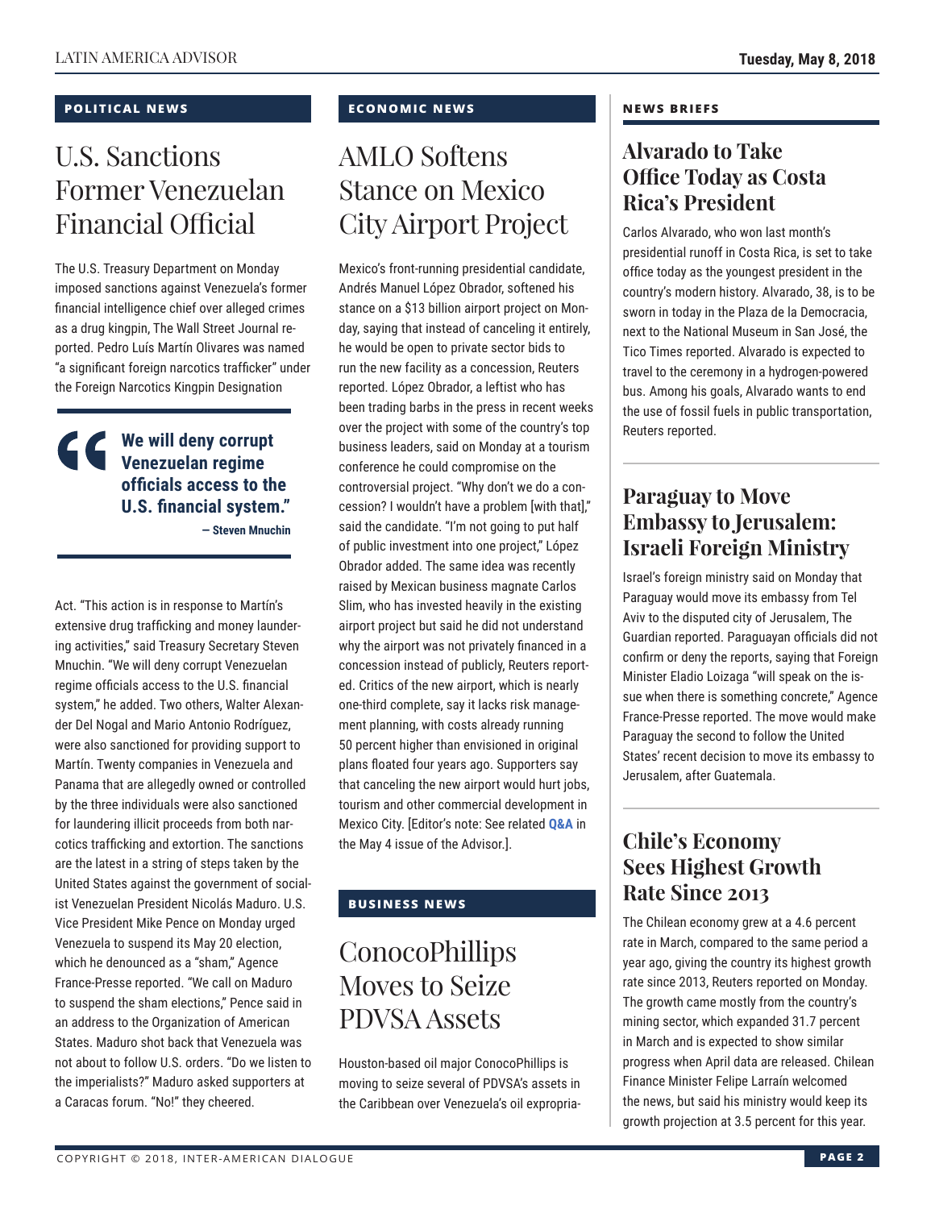## POLITICAL NEWS

# U.S. Sanctions Former Venezuelan Financial Official

The U.S. Treasury Department on Monday imposed sanctions against Venezuela's former financial intelligence chief over alleged crimes as a drug kingpin, The Wall Street Journal reported. Pedro Luís Martín Olivares was named "a significant foreign narcotics trafficker" under the Foreign Narcotics Kingpin Designation Act. "This action is in response to Martín's extensive drug trafficking and money laundering activities," said Treasury Secretary Steven Mnuchin. "We will deny corrupt Venezuelan regime officials access to the U.S. financial system," he added. Two others, Walter Alexander Del Nogal and Mario Antonio Rodríguez, were also sanctioned for providing support to Martín. Twenty companies in Venezuela and Panama that are allegedly owned or controlled by the three individuals were also sanctioned for laundering illicit proceeds from both narcotics trafficking and extortion. The sanctions are the latest in a string of steps taken by the United States against the government of socialist Venezuelan President Nicolás Maduro. U.S. Vice President Mike Pence on Monday urged Venezuela to suspend its May 20 election, which he denounced as a "sham," Agence France-Presse reported. "We call on Maduro to suspend the sham elections," Pence said in an address to the Organization of American States. Maduro shot back that Venezuela was not about to follow U.S. orders. "Do we listen to the imperialists?" Maduro asked supporters at a Caracas forum. "No!" they cheered.

> **"We will deny corrupt Venezuelan regime officials access to the U.S. financial system."**
>
> **— Steven Mnuchin**

## ECONOMIC NEWS

# AMLO Softens Stance on Mexico City Airport Project

Mexico's front-running presidential candidate, Andrés Manuel López Obrador, softened his stance on a $13 billion airport project on Monday, saying that instead of canceling it entirely, he would be open to private sector bids to run the new facility as a concession, Reuters reported. López Obrador, a leftist who has been trading barbs in the press in recent weeks over the project with some of the country's top business leaders, said on Monday at a tourism conference he could compromise on the controversial project. "Why don't we do a concession? I wouldn't have a problem [with that]," said the candidate. "I'm not going to put half of public investment into one project," López Obrador added. The same idea was recently raised by Mexican business magnate Carlos Slim, who has invested heavily in the existing airport project but said he did not understand why the airport was not privately financed in a concession instead of publicly, Reuters reported. Critics of the new airport, which is nearly one-third complete, say it lacks risk management planning, with costs already running 50 percent higher than envisioned in original plans floated four years ago. Supporters say that canceling the new airport would hurt jobs, tourism and other commercial development in Mexico City. [Editor's note: See related **Q&A** in the May 4 issue of the Advisor.].

## BUSINESS NEWS

# ConocoPhillips Moves to Seize PDVSA Assets

Houston-based oil major ConocoPhillips is moving to seize several of PDVSA's assets in the Caribbean over Venezuela's oil expropria-

## NEWS BRIEFS

### Alvarado to Take Office Today as Costa Rica's President

Carlos Alvarado, who won last month's presidential runoff in Costa Rica, is set to take office today as the youngest president in the country's modern history. Alvarado, 38, is to be sworn in today in the Plaza de la Democracia, next to the National Museum in San José, the Tico Times reported. Alvarado is expected to travel to the ceremony in a hydrogen-powered bus. Among his goals, Alvarado wants to end the use of fossil fuels in public transportation, Reuters reported.

### Paraguay to Move Embassy to Jerusalem: Israeli Foreign Ministry

Israel's foreign ministry said on Monday that Paraguay would move its embassy from Tel Aviv to the disputed city of Jerusalem, The Guardian reported. Paraguayan officials did not confirm or deny the reports, saying that Foreign Minister Eladio Loizaga "will speak on the issue when there is something concrete," Agence France-Presse reported. The move would make Paraguay the second to follow the United States' recent decision to move its embassy to Jerusalem, after Guatemala.

### Chile's Economy Sees Highest Growth Rate Since 2013

The Chilean economy grew at a 4.6 percent rate in March, compared to the same period a year ago, giving the country its highest growth rate since 2013, Reuters reported on Monday. The growth came mostly from the country's mining sector, which expanded 31.7 percent in March and is expected to show similar progress when April data are released. Chilean Finance Minister Felipe Larraín welcomed the news, but said his ministry would keep its growth projection at 3.5 percent for this year.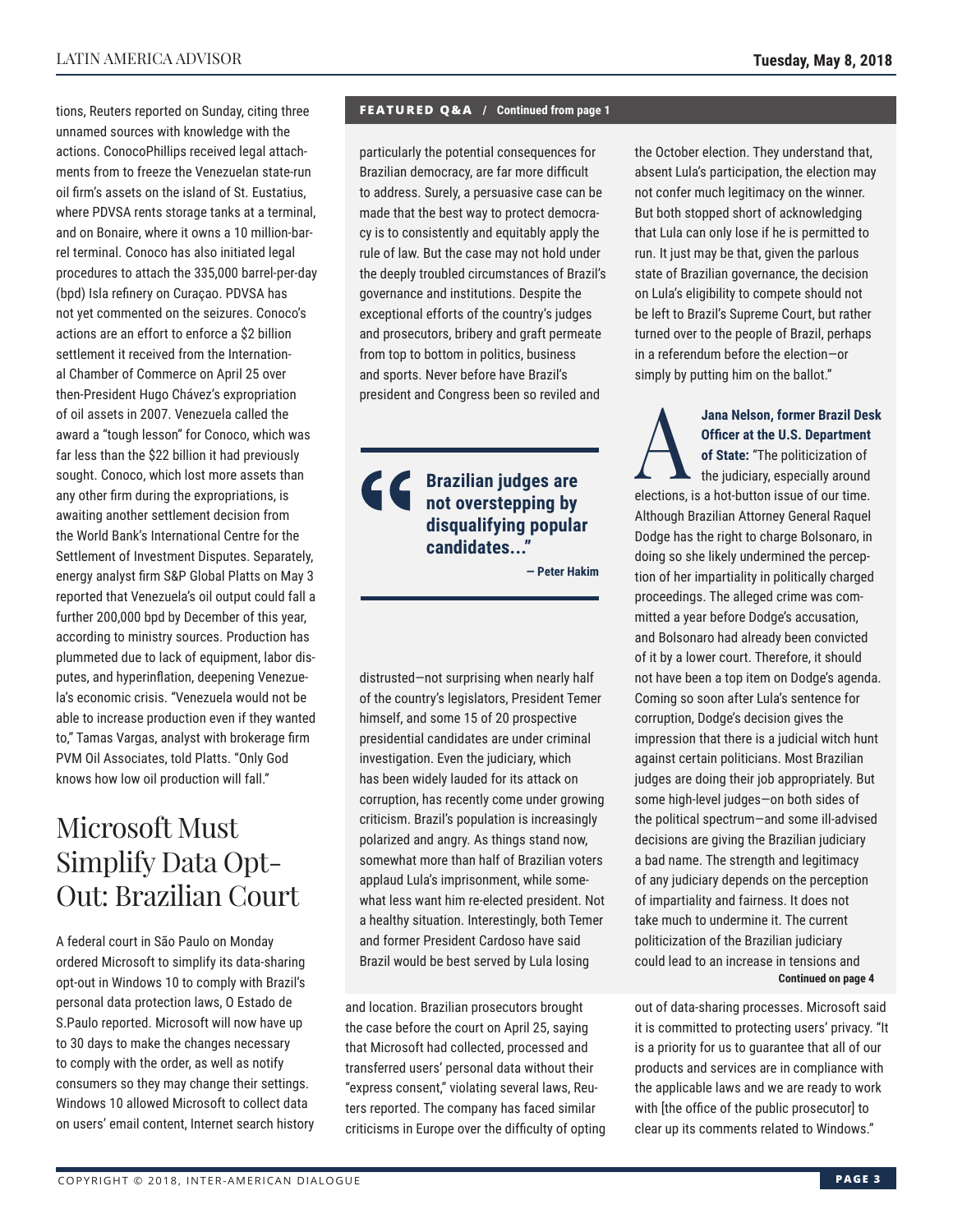tions, Reuters reported on Sunday, citing three unnamed sources with knowledge with the actions. ConocoPhillips received legal attachments from to freeze the Venezuelan state-run oil firm's assets on the island of St. Eustatius, where PDVSA rents storage tanks at a terminal, and on Bonaire, where it owns a 10 million-barrel terminal. Conoco has also initiated legal procedures to attach the 335,000 barrel-per-day (bpd) Isla refinery on Curaçao. PDVSA has not yet commented on the seizures. Conoco's actions are an effort to enforce a $2 billion settlement it received from the International Chamber of Commerce on April 25 over then-President Hugo Chávez's expropriation of oil assets in 2007. Venezuela called the award a "tough lesson" for Conoco, which was far less than the $22 billion it had previously sought. Conoco, which lost more assets than any other firm during the expropriations, is awaiting another settlement decision from the World Bank's International Centre for the Settlement of Investment Disputes. Separately, energy analyst firm S&P Global Platts on May 3 reported that Venezuela's oil output could fall a further 200,000 bpd by December of this year, according to ministry sources. Production has plummeted due to lack of equipment, labor disputes, and hyperinflation, deepening Venezuela's economic crisis. "Venezuela would not be able to increase production even if they wanted to," Tamas Vargas, analyst with brokerage firm PVM Oil Associates, told Platts. "Only God knows how low oil production will fall."

# Microsoft Must Simplify Data Opt-Out: Brazilian Court

A federal court in São Paulo on Monday ordered Microsoft to simplify its data-sharing opt-out in Windows 10 to comply with Brazil's personal data protection laws, O Estado de S.Paulo reported. Microsoft will now have up to 30 days to make the changes necessary to comply with the order, as well as notify consumers so they may change their settings. Windows 10 allowed Microsoft to collect data on users' email content, Internet search history and location. Brazilian prosecutors brought the case before the court on April 25, saying that Microsoft had collected, processed and transferred users' personal data without their "express consent," violating several laws, Reuters reported. The company has faced similar criticisms in Europe over the difficulty of opting out of data-sharing processes. Microsoft said it is committed to protecting users' privacy. "It is a priority for us to guarantee that all of our products and services are in compliance with the applicable laws and we are ready to work with [the office of the public prosecutor] to clear up its comments related to Windows."

**FEATURED Q&A / Continued from page 1**

particularly the potential consequences for Brazilian democracy, are far more difficult to address. Surely, a persuasive case can be made that the best way to protect democracy is to consistently and equitably apply the rule of law. But the case may not hold under the deeply troubled circumstances of Brazil's governance and institutions. Despite the exceptional efforts of the country's judges and prosecutors, bribery and graft permeate from top to bottom in politics, business and sports. Never before have Brazil's president and Congress been so reviled and distrusted—not surprising when nearly half of the country's legislators, President Temer himself, and some 15 of 20 prospective presidential candidates are under criminal investigation. Even the judiciary, which has been widely lauded for its attack on corruption, has recently come under growing criticism. Brazil's population is increasingly polarized and angry. As things stand now, somewhat more than half of Brazilian voters applaud Lula's imprisonment, while somewhat less want him re-elected president. Not a healthy situation. Interestingly, both Temer and former President Cardoso have said Brazil would be best served by Lula losing the October election. They understand that, absent Lula's participation, the election may not confer much legitimacy on the winner. But both stopped short of acknowledging that Lula can only lose if he is permitted to run. It just may be that, given the parlous state of Brazilian governance, the decision on Lula's eligibility to compete should not be left to Brazil's Supreme Court, but rather turned over to the people of Brazil, perhaps in a referendum before the election—or simply by putting him on the ballot."

> **Brazilian judges are not overstepping by disqualifying popular candidates..."**
>
> **— Peter Hakim**

**A: Jana Nelson, former Brazil Desk Officer at the U.S. Department of State:** "The politicization of the judiciary, especially around elections, is a hot-button issue of our time. Although Brazilian Attorney General Raquel Dodge has the right to charge Bolsonaro, in doing so she likely undermined the perception of her impartiality in politically charged proceedings. The alleged crime was committed a year before Dodge's accusation, and Bolsonaro had already been convicted of it by a lower court. Therefore, it should not have been a top item on Dodge's agenda. Coming so soon after Lula's sentence for corruption, Dodge's decision gives the impression that there is a judicial witch hunt against certain politicians. Most Brazilian judges are doing their job appropriately. But some high-level judges—on both sides of the political spectrum—and some ill-advised decisions are giving the Brazilian judiciary a bad name. The strength and legitimacy of any judiciary depends on the perception of impartiality and fairness. It does not take much to undermine it. The current politicization of the Brazilian judiciary could lead to an increase in tensions and

**Continued on page 4**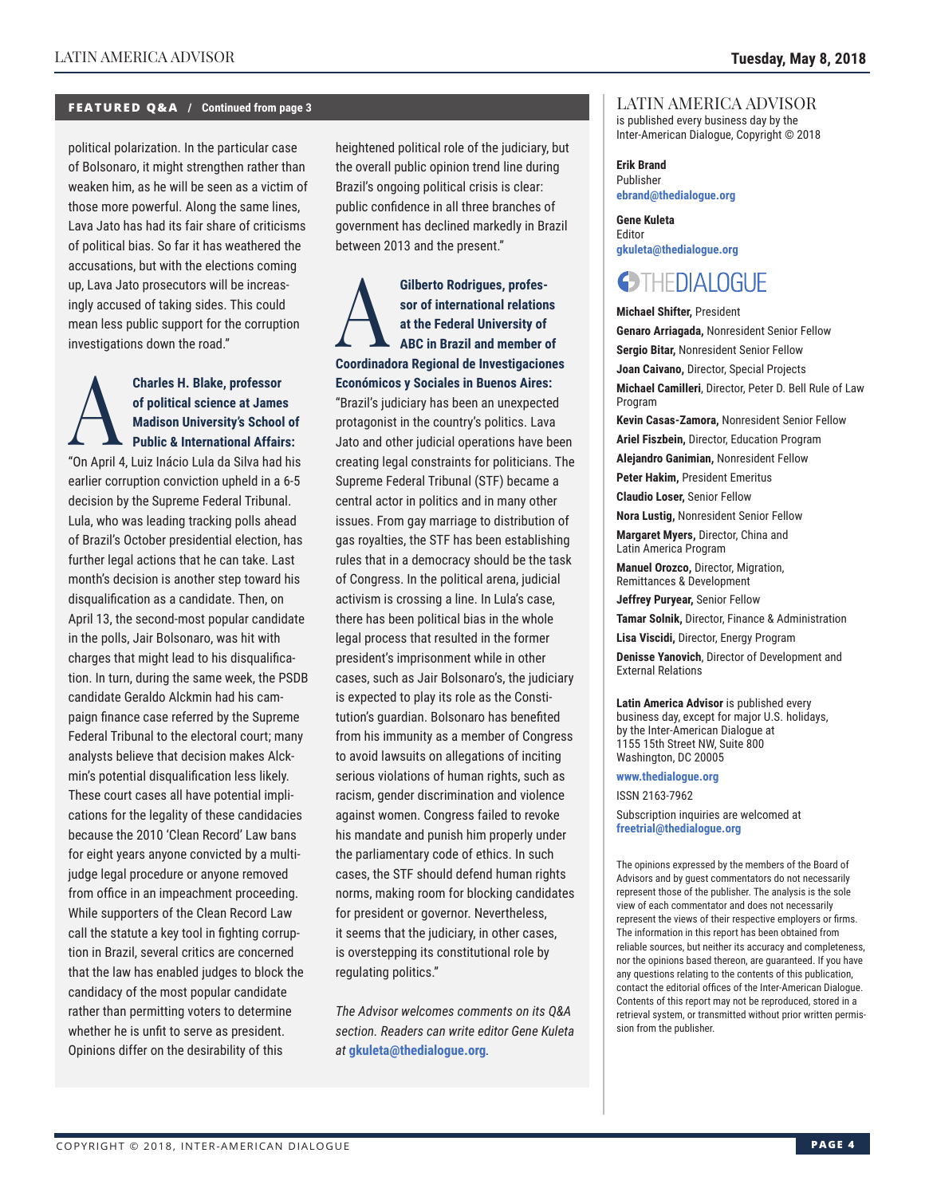**FEATURED Q&A / Continued from page 3**

political polarization. In the particular case of Bolsonaro, it might strengthen rather than weaken him, as he will be seen as a victim of those more powerful. Along the same lines, Lava Jato has had its fair share of criticisms of political bias. So far it has weathered the accusations, but with the elections coming up, Lava Jato prosecutors will be increasingly accused of taking sides. This could mean less public support for the corruption investigations down the road."

**A Charles H. Blake, professor of political science at James Madison University's School of Public & International Affairs:** "On April 4, Luiz Inácio Lula da Silva had his earlier corruption conviction upheld in a 6-5 decision by the Supreme Federal Tribunal. Lula, who was leading tracking polls ahead of Brazil's October presidential election, has further legal actions that he can take. Last month's decision is another step toward his disqualification as a candidate. Then, on April 13, the second-most popular candidate in the polls, Jair Bolsonaro, was hit with charges that might lead to his disqualification. In turn, during the same week, the PSDB candidate Geraldo Alckmin had his campaign finance case referred by the Supreme Federal Tribunal to the electoral court; many analysts believe that decision makes Alckmin's potential disqualification less likely. These court cases all have potential implications for the legality of these candidacies because the 2010 'Clean Record' Law bans for eight years anyone convicted by a multi-judge legal procedure or anyone removed from office in an impeachment proceeding. While supporters of the Clean Record Law call the statute a key tool in fighting corruption in Brazil, several critics are concerned that the law has enabled judges to block the candidacy of the most popular candidate rather than permitting voters to determine whether he is unfit to serve as president. Opinions differ on the desirability of this heightened political role of the judiciary, but the overall public opinion trend line during Brazil's ongoing political crisis is clear: public confidence in all three branches of government has declined markedly in Brazil between 2013 and the present."

**A Gilberto Rodrigues, professor of international relations at the Federal University of ABC in Brazil and member of Coordinadora Regional de Investigaciones Económicos y Sociales in Buenos Aires:** "Brazil's judiciary has been an unexpected protagonist in the country's politics. Lava Jato and other judicial operations have been creating legal constraints for politicians. The Supreme Federal Tribunal (STF) became a central actor in politics and in many other issues. From gay marriage to distribution of gas royalties, the STF has been establishing rules that in a democracy should be the task of Congress. In the political arena, judicial activism is crossing a line. In Lula's case, there has been political bias in the whole legal process that resulted in the former president's imprisonment while in other cases, such as Jair Bolsonaro's, the judiciary is expected to play its role as the Constitution's guardian. Bolsonaro has benefited from his immunity as a member of Congress to avoid lawsuits on allegations of inciting serious violations of human rights, such as racism, gender discrimination and violence against women. Congress failed to revoke his mandate and punish him properly under the parliamentary code of ethics. In such cases, the STF should defend human rights norms, making room for blocking candidates for president or governor. Nevertheless, it seems that the judiciary, in other cases, is overstepping its constitutional role by regulating politics."

*The Advisor welcomes comments on its Q&A section. Readers can write editor Gene Kuleta at* **gkuleta@thedialogue.org**.

---

LATIN AMERICA ADVISOR
is published every business day by the Inter-American Dialogue, Copyright © 2018

**Erik Brand**
Publisher
**ebrand@thedialogue.org**

**Gene Kuleta**
Editor
**gkuleta@thedialogue.org**

THEDIALOGUE

**Michael Shifter,** President
**Genaro Arriagada,** Nonresident Senior Fellow
**Sergio Bitar,** Nonresident Senior Fellow
**Joan Caivano,** Director, Special Projects
**Michael Camilleri**, Director, Peter D. Bell Rule of Law Program
**Kevin Casas-Zamora,** Nonresident Senior Fellow
**Ariel Fiszbein,** Director, Education Program
**Alejandro Ganimian,** Nonresident Fellow
**Peter Hakim,** President Emeritus
**Claudio Loser,** Senior Fellow
**Nora Lustig,** Nonresident Senior Fellow
**Margaret Myers,** Director, China and Latin America Program
**Manuel Orozco,** Director, Migration, Remittances & Development
**Jeffrey Puryear,** Senior Fellow
**Tamar Solnik,** Director, Finance & Administration
**Lisa Viscidi,** Director, Energy Program
**Denisse Yanovich**, Director of Development and External Relations

**Latin America Advisor** is published every business day, except for major U.S. holidays, by the Inter-American Dialogue at 1155 15th Street NW, Suite 800 Washington, DC 20005

**www.thedialogue.org**

ISSN 2163-7962

Subscription inquiries are welcomed at **freetrial@thedialogue.org**

The opinions expressed by the members of the Board of Advisors and by guest commentators do not necessarily represent those of the publisher. The analysis is the sole view of each commentator and does not necessarily represent the views of their respective employers or firms. The information in this report has been obtained from reliable sources, but neither its accuracy and completeness, nor the opinions based thereon, are guaranteed. If you have any questions relating to the contents of this publication, contact the editorial offices of the Inter-American Dialogue. Contents of this report may not be reproduced, stored in a retrieval system, or transmitted without prior written permission from the publisher.